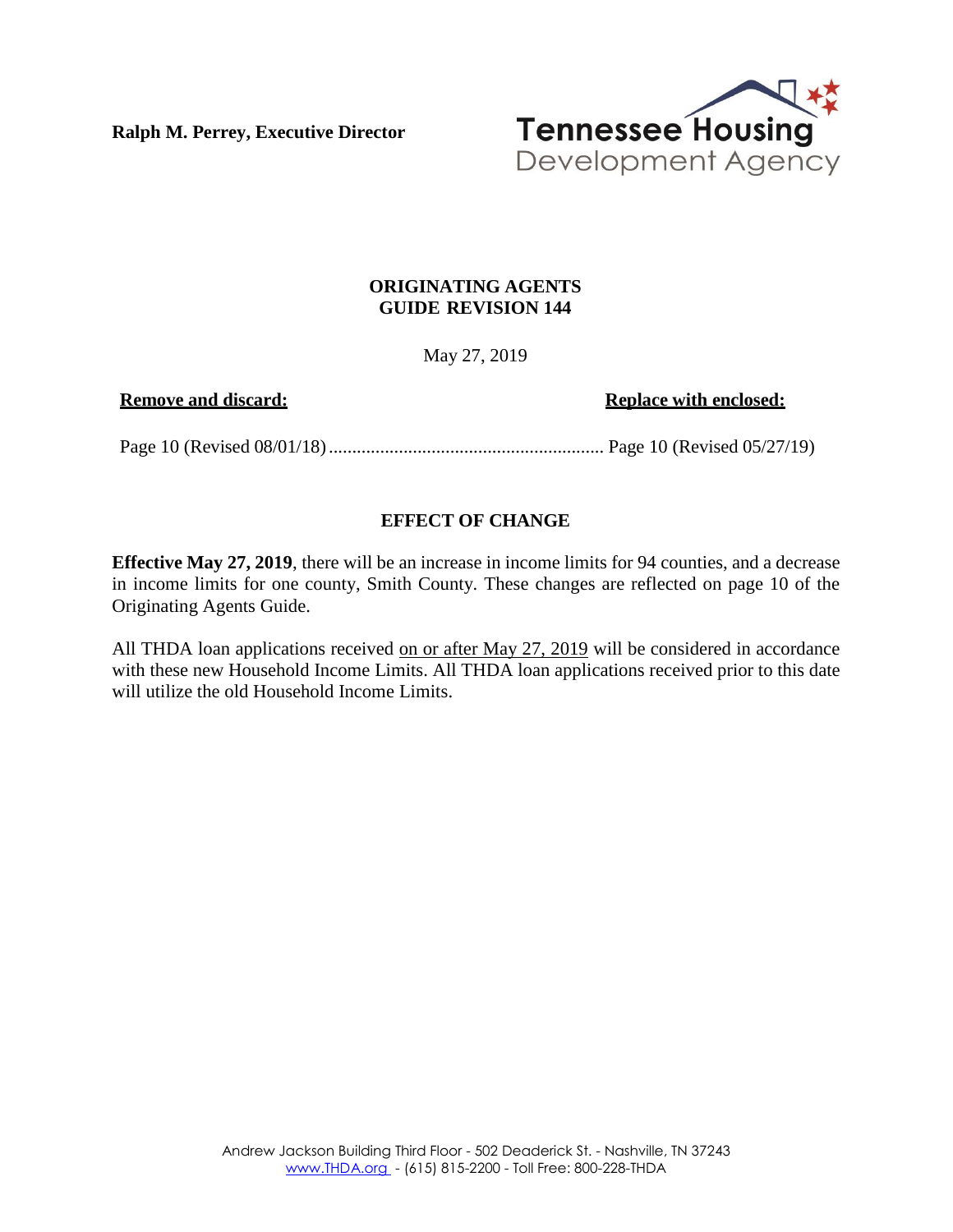**Ralph M. Perrey, Executive Director**

Tennessee Housing Development Agency

**ORIGINATING AGENTS GUIDE REVISION 144**

May 27, 2019

| **Remove and discard:** | **Replace with enclosed:** |
| --- | --- |
| Page 10 (Revised 08/01/18) | Page 10 (Revised 05/27/19) |

## EFFECT OF CHANGE

**Effective May 27, 2019**, there will be an increase in income limits for 94 counties, and a decrease in income limits for one county, Smith County. These changes are reflected on page 10 of the Originating Agents Guide.

All THDA loan applications received on or after May 27, 2019 will be considered in accordance with these new Household Income Limits. All THDA loan applications received prior to this date will utilize the old Household Income Limits.

Andrew Jackson Building Third Floor - 502 Deaderick St. - Nashville, TN 37243
www.THDA.org - (615) 815-2200 - Toll Free: 800-228-THDA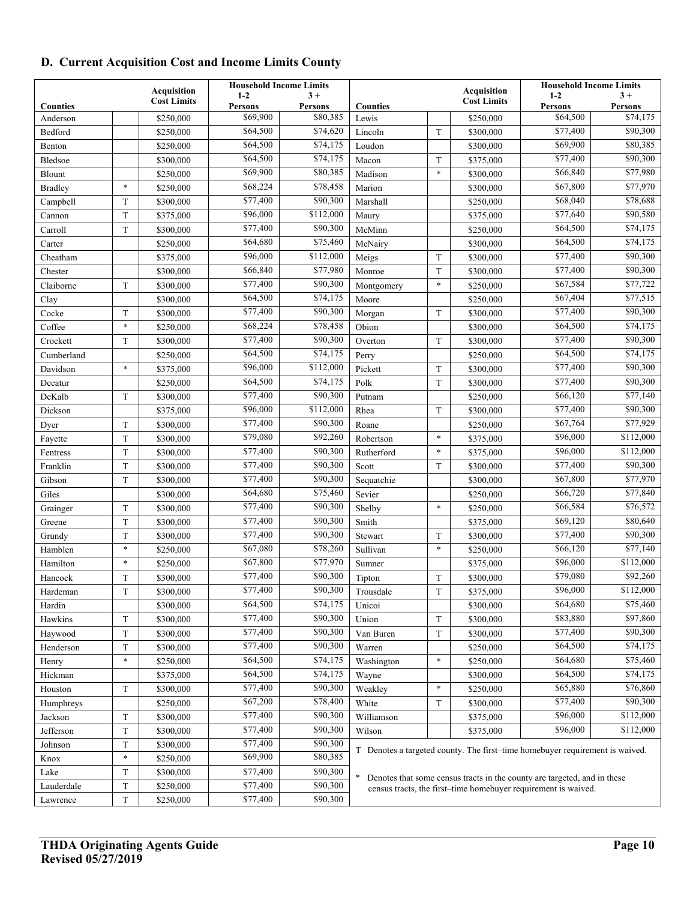## D. Current Acquisition Cost and Income Limits County

| Counties | | Acquisition Cost Limits | Household Income Limits 1-2 Persons | 3 + Persons | Counties | | Acquisition Cost Limits | Household Income Limits 1-2 Persons | 3 + Persons |
|---|---|---|---|---|---|---|---|---|---|
| Anderson | | $250,000 | $69,900 | $80,385 | Lewis | | $250,000 | $64,500 | $74,175 |
| Bedford | | $250,000 | $64,500 | $74,620 | Lincoln | T | $300,000 | $77,400 | $90,300 |
| Benton | | $250,000 | $64,500 | $74,175 | Loudon | | $300,000 | $69,900 | $80,385 |
| Bledsoe | | $300,000 | $64,500 | $74,175 | Macon | T | $375,000 | $77,400 | $90,300 |
| Blount | | $250,000 | $69,900 | $80,385 | Madison | * | $300,000 | $66,840 | $77,980 |
| Bradley | * | $250,000 | $68,224 | $78,458 | Marion | | $300,000 | $67,800 | $77,970 |
| Campbell | T | $300,000 | $77,400 | $90,300 | Marshall | | $250,000 | $68,040 | $78,688 |
| Cannon | T | $375,000 | $96,000 | $112,000 | Maury | | $375,000 | $77,640 | $90,580 |
| Carroll | T | $300,000 | $77,400 | $90,300 | McMinn | | $250,000 | $64,500 | $74,175 |
| Carter | | $250,000 | $64,680 | $75,460 | McNairy | | $300,000 | $64,500 | $74,175 |
| Cheatham | | $375,000 | $96,000 | $112,000 | Meigs | T | $300,000 | $77,400 | $90,300 |
| Chester | | $300,000 | $66,840 | $77,980 | Monroe | T | $300,000 | $77,400 | $90,300 |
| Claiborne | T | $300,000 | $77,400 | $90,300 | Montgomery | * | $250,000 | $67,584 | $77,722 |
| Clay | | $300,000 | $64,500 | $74,175 | Moore | | $250,000 | $67,404 | $77,515 |
| Cocke | T | $300,000 | $77,400 | $90,300 | Morgan | T | $300,000 | $77,400 | $90,300 |
| Coffee | * | $250,000 | $68,224 | $78,458 | Obion | | $300,000 | $64,500 | $74,175 |
| Crockett | T | $300,000 | $77,400 | $90,300 | Overton | T | $300,000 | $77,400 | $90,300 |
| Cumberland | | $250,000 | $64,500 | $74,175 | Perry | | $250,000 | $64,500 | $74,175 |
| Davidson | * | $375,000 | $96,000 | $112,000 | Pickett | T | $300,000 | $77,400 | $90,300 |
| Decatur | | $250,000 | $64,500 | $74,175 | Polk | T | $300,000 | $77,400 | $90,300 |
| DeKalb | T | $300,000 | $77,400 | $90,300 | Putnam | | $250,000 | $66,120 | $77,140 |
| Dickson | | $375,000 | $96,000 | $112,000 | Rhea | T | $300,000 | $77,400 | $90,300 |
| Dyer | T | $300,000 | $77,400 | $90,300 | Roane | | $250,000 | $67,764 | $77,929 |
| Fayette | T | $300,000 | $79,080 | $92,260 | Robertson | * | $375,000 | $96,000 | $112,000 |
| Fentress | T | $300,000 | $77,400 | $90,300 | Rutherford | * | $375,000 | $96,000 | $112,000 |
| Franklin | T | $300,000 | $77,400 | $90,300 | Scott | T | $300,000 | $77,400 | $90,300 |
| Gibson | T | $300,000 | $77,400 | $90,300 | Sequatchie | | $300,000 | $67,800 | $77,970 |
| Giles | | $300,000 | $64,680 | $75,460 | Sevier | | $250,000 | $66,720 | $77,840 |
| Grainger | T | $300,000 | $77,400 | $90,300 | Shelby | * | $250,000 | $66,584 | $76,572 |
| Greene | T | $300,000 | $77,400 | $90,300 | Smith | | $375,000 | $69,120 | $80,640 |
| Grundy | T | $300,000 | $77,400 | $90,300 | Stewart | T | $300,000 | $77,400 | $90,300 |
| Hamblen | * | $250,000 | $67,080 | $78,260 | Sullivan | * | $250,000 | $66,120 | $77,140 |
| Hamilton | * | $250,000 | $67,800 | $77,970 | Sumner | | $375,000 | $96,000 | $112,000 |
| Hancock | T | $300,000 | $77,400 | $90,300 | Tipton | T | $300,000 | $79,080 | $92,260 |
| Hardeman | T | $300,000 | $77,400 | $90,300 | Trousdale | T | $375,000 | $96,000 | $112,000 |
| Hardin | | $300,000 | $64,500 | $74,175 | Unicoi | | $300,000 | $64,680 | $75,460 |
| Hawkins | T | $300,000 | $77,400 | $90,300 | Union | T | $300,000 | $83,880 | $97,860 |
| Haywood | T | $300,000 | $77,400 | $90,300 | Van Buren | T | $300,000 | $77,400 | $90,300 |
| Henderson | T | $300,000 | $77,400 | $90,300 | Warren | | $250,000 | $64,500 | $74,175 |
| Henry | * | $250,000 | $64,500 | $74,175 | Washington | * | $250,000 | $64,680 | $75,460 |
| Hickman | | $375,000 | $64,500 | $74,175 | Wayne | | $300,000 | $64,500 | $74,175 |
| Houston | T | $300,000 | $77,400 | $90,300 | Weakley | * | $250,000 | $65,880 | $76,860 |
| Humphreys | | $250,000 | $67,200 | $78,400 | White | T | $300,000 | $77,400 | $90,300 |
| Jackson | T | $300,000 | $77,400 | $90,300 | Williamson | | $375,000 | $96,000 | $112,000 |
| Jefferson | T | $300,000 | $77,400 | $90,300 | Wilson | | $375,000 | $96,000 | $112,000 |
| Johnson | T | $300,000 | $77,400 | $90,300 | | | | | |
| Knox | * | $250,000 | $69,900 | $80,385 | | | | | |
| Lake | T | $300,000 | $77,400 | $90,300 | | | | | |
| Lauderdale | T | $250,000 | $77,400 | $90,300 | | | | | |
| Lawrence | T | $250,000 | $77,400 | $90,300 | | | | | |

T Denotes a targeted county. The first–time homebuyer requirement is waived.

* Denotes that some census tracts in the county are targeted, and in these census tracts, the first–time homebuyer requirement is waived.